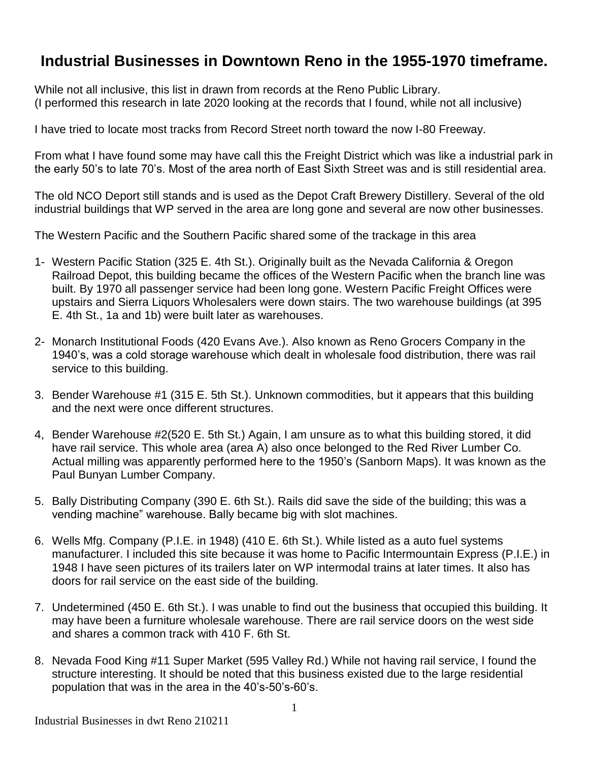# Industrial Businesses in Downtown Reno in the 1955-1970 timeframe.

While not all inclusive, this list in drawn from records at the Reno Public Library.
(I performed this research in late 2020 looking at the records that I found, while not all inclusive)

I have tried to locate most tracks from Record Street north toward the now I-80 Freeway.

From what I have found some may have call this the Freight District which was like a industrial park in the early 50's to late 70's. Most of the area north of East Sixth Street was and is still residential area.

The old NCO Deport still stands and is used as the Depot Craft Brewery Distillery. Several of the old industrial buildings that WP served in the area are long gone and several are now other businesses.

The Western Pacific and the Southern Pacific shared some of the trackage in this area

1- Western Pacific Station (325 E. 4th St.). Originally built as the Nevada California & Oregon Railroad Depot, this building became the offices of the Western Pacific when the branch line was built. By 1970 all passenger service had been long gone. Western Pacific Freight Offices were upstairs and Sierra Liquors Wholesalers were down stairs. The two warehouse buildings (at 395 E. 4th St., 1a and 1b) were built later as warehouses.

2- Monarch Institutional Foods (420 Evans Ave.). Also known as Reno Grocers Company in the 1940's, was a cold storage warehouse which dealt in wholesale food distribution, there was rail service to this building.

3. Bender Warehouse #1 (315 E. 5th St.). Unknown commodities, but it appears that this building and the next were once different structures.

4, Bender Warehouse #2(520 E. 5th St.) Again, I am unsure as to what this building stored, it did have rail service. This whole area (area A) also once belonged to the Red River Lumber Co. Actual milling was apparently performed here to the 1950's (Sanborn Maps). It was known as the Paul Bunyan Lumber Company.

5. Bally Distributing Company (390 E. 6th St.). Rails did save the side of the building; this was a vending machine" warehouse. Bally became big with slot machines.

6. Wells Mfg. Company (P.I.E. in 1948) (410 E. 6th St.). While listed as a auto fuel systems manufacturer. I included this site because it was home to Pacific Intermountain Express (P.I.E.) in 1948 I have seen pictures of its trailers later on WP intermodal trains at later times. It also has doors for rail service on the east side of the building.

7. Undetermined (450 E. 6th St.). I was unable to find out the business that occupied this building. It may have been a furniture wholesale warehouse. There are rail service doors on the west side and shares a common track with 410 F. 6th St.

8. Nevada Food King #11 Super Market (595 Valley Rd.) While not having rail service, I found the structure interesting. It should be noted that this business existed due to the large residential population that was in the area in the 40's-50's-60's.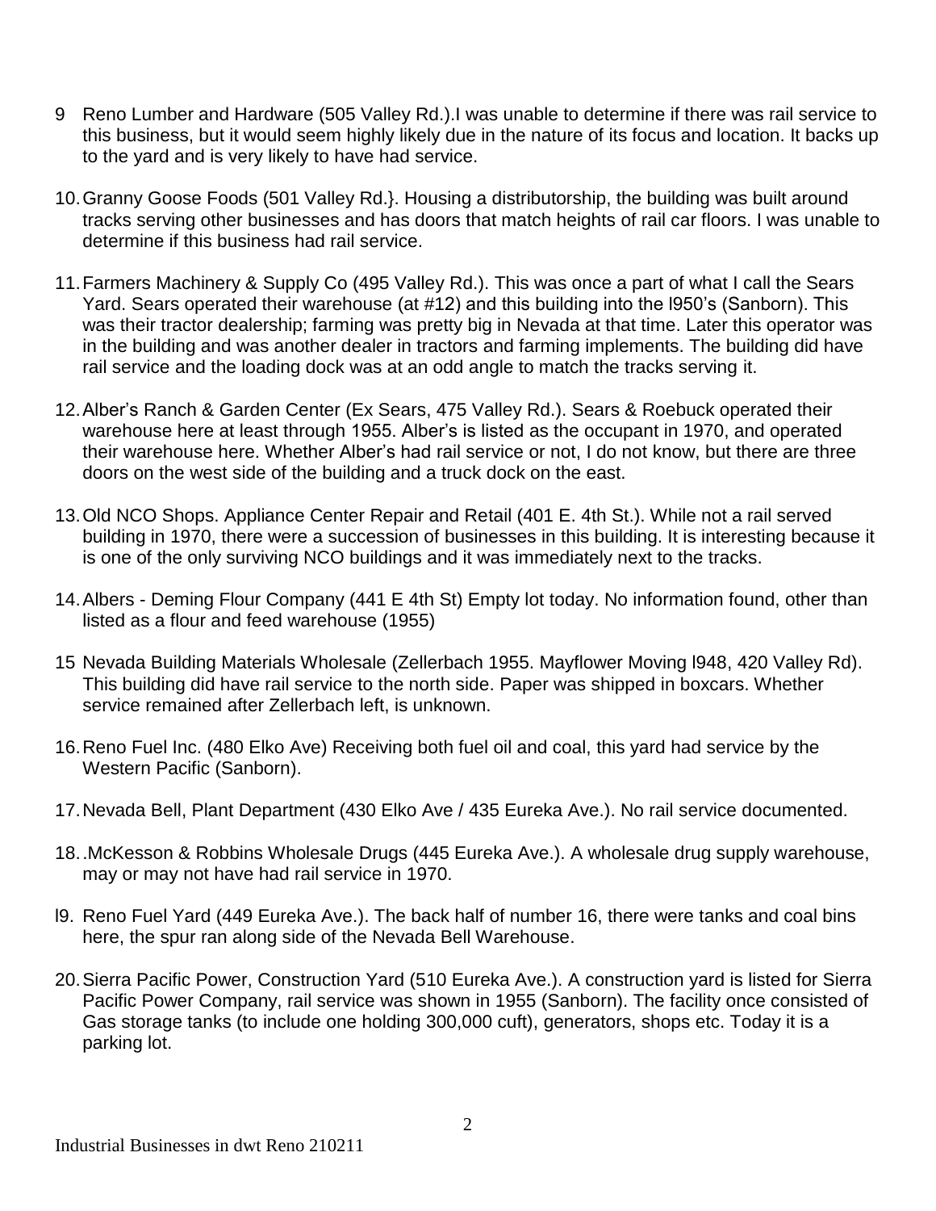9 Reno Lumber and Hardware (505 Valley Rd.).I was unable to determine if there was rail service to this business, but it would seem highly likely due in the nature of its focus and location. It backs up to the yard and is very likely to have had service.

10. Granny Goose Foods (501 Valley Rd.}. Housing a distributorship, the building was built around tracks serving other businesses and has doors that match heights of rail car floors. I was unable to determine if this business had rail service.

11. Farmers Machinery & Supply Co (495 Valley Rd.). This was once a part of what I call the Sears Yard. Sears operated their warehouse (at #12) and this building into the l950's (Sanborn). This was their tractor dealership; farming was pretty big in Nevada at that time. Later this operator was in the building and was another dealer in tractors and farming implements. The building did have rail service and the loading dock was at an odd angle to match the tracks serving it.

12. Alber's Ranch & Garden Center (Ex Sears, 475 Valley Rd.). Sears & Roebuck operated their warehouse here at least through 1955. Alber's is listed as the occupant in 1970, and operated their warehouse here. Whether Alber's had rail service or not, I do not know, but there are three doors on the west side of the building and a truck dock on the east.

13. Old NCO Shops. Appliance Center Repair and Retail (401 E. 4th St.). While not a rail served building in 1970, there were a succession of businesses in this building. It is interesting because it is one of the only surviving NCO buildings and it was immediately next to the tracks.

14. Albers - Deming Flour Company (441 E 4th St) Empty lot today. No information found, other than listed as a flour and feed warehouse (1955)

15 Nevada Building Materials Wholesale (Zellerbach 1955. Mayflower Moving l948, 420 Valley Rd). This building did have rail service to the north side. Paper was shipped in boxcars. Whether service remained after Zellerbach left, is unknown.

16. Reno Fuel Inc. (480 Elko Ave) Receiving both fuel oil and coal, this yard had service by the Western Pacific (Sanborn).

17. Nevada Bell, Plant Department (430 Elko Ave / 435 Eureka Ave.). No rail service documented.

18. .McKesson & Robbins Wholesale Drugs (445 Eureka Ave.). A wholesale drug supply warehouse, may or may not have had rail service in 1970.

l9. Reno Fuel Yard (449 Eureka Ave.). The back half of number 16, there were tanks and coal bins here, the spur ran along side of the Nevada Bell Warehouse.

20. Sierra Pacific Power, Construction Yard (510 Eureka Ave.). A construction yard is listed for Sierra Pacific Power Company, rail service was shown in 1955 (Sanborn). The facility once consisted of Gas storage tanks (to include one holding 300,000 cuft), generators, shops etc. Today it is a parking lot.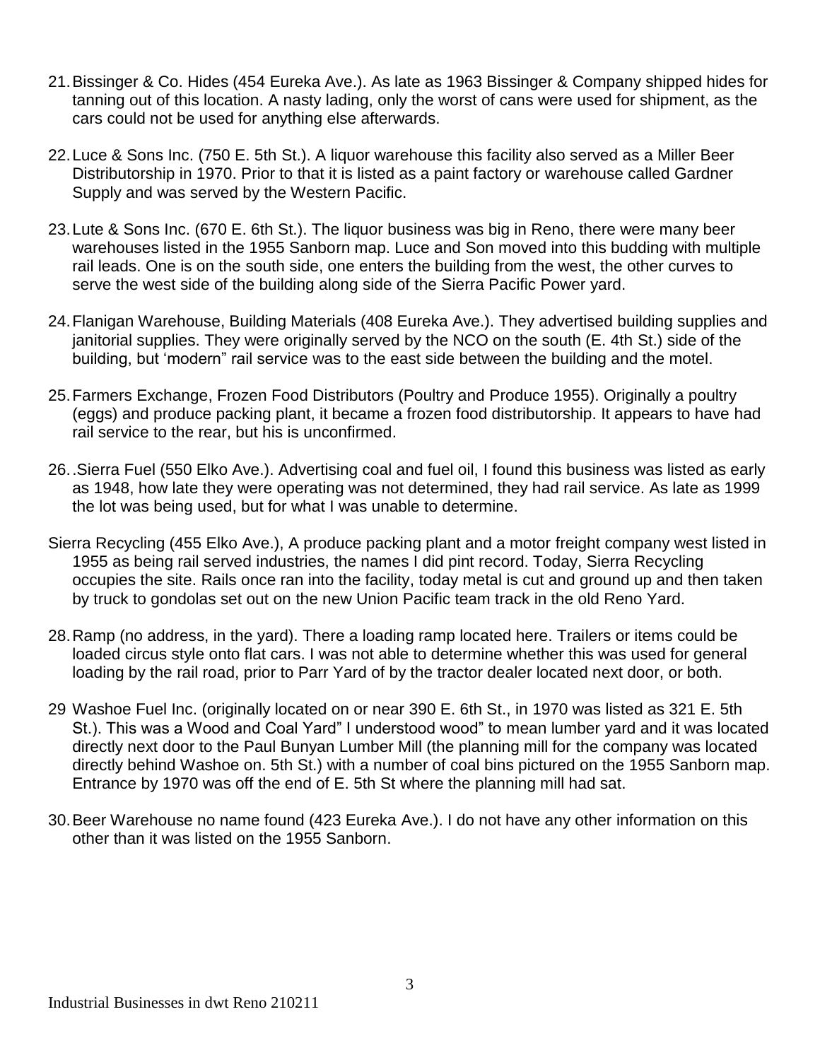21. Bissinger & Co. Hides (454 Eureka Ave.). As late as 1963 Bissinger & Company shipped hides for tanning out of this location. A nasty lading, only the worst of cans were used for shipment, as the cars could not be used for anything else afterwards.

22. Luce & Sons Inc. (750 E. 5th St.). A liquor warehouse this facility also served as a Miller Beer Distributorship in 1970. Prior to that it is listed as a paint factory or warehouse called Gardner Supply and was served by the Western Pacific.

23. Lute & Sons Inc. (670 E. 6th St.). The liquor business was big in Reno, there were many beer warehouses listed in the 1955 Sanborn map. Luce and Son moved into this budding with multiple rail leads. One is on the south side, one enters the building from the west, the other curves to serve the west side of the building along side of the Sierra Pacific Power yard.

24. Flanigan Warehouse, Building Materials (408 Eureka Ave.). They advertised building supplies and janitorial supplies. They were originally served by the NCO on the south (E. 4th St.) side of the building, but 'modern" rail service was to the east side between the building and the motel.

25. Farmers Exchange, Frozen Food Distributors (Poultry and Produce 1955). Originally a poultry (eggs) and produce packing plant, it became a frozen food distributorship. It appears to have had rail service to the rear, but his is unconfirmed.

26. .Sierra Fuel (550 Elko Ave.). Advertising coal and fuel oil, I found this business was listed as early as 1948, how late they were operating was not determined, they had rail service. As late as 1999 the lot was being used, but for what I was unable to determine.

Sierra Recycling (455 Elko Ave.), A produce packing plant and a motor freight company west listed in 1955 as being rail served industries, the names I did pint record. Today, Sierra Recycling occupies the site. Rails once ran into the facility, today metal is cut and ground up and then taken by truck to gondolas set out on the new Union Pacific team track in the old Reno Yard.

28. Ramp (no address, in the yard). There a loading ramp located here. Trailers or items could be loaded circus style onto flat cars. I was not able to determine whether this was used for general loading by the rail road, prior to Parr Yard of by the tractor dealer located next door, or both.

29 Washoe Fuel Inc. (originally located on or near 390 E. 6th St., in 1970 was listed as 321 E. 5th St.). This was a Wood and Coal Yard" I understood wood" to mean lumber yard and it was located directly next door to the Paul Bunyan Lumber Mill (the planning mill for the company was located directly behind Washoe on. 5th St.) with a number of coal bins pictured on the 1955 Sanborn map. Entrance by 1970 was off the end of E. 5th St where the planning mill had sat.

30. Beer Warehouse no name found (423 Eureka Ave.). I do not have any other information on this other than it was listed on the 1955 Sanborn.